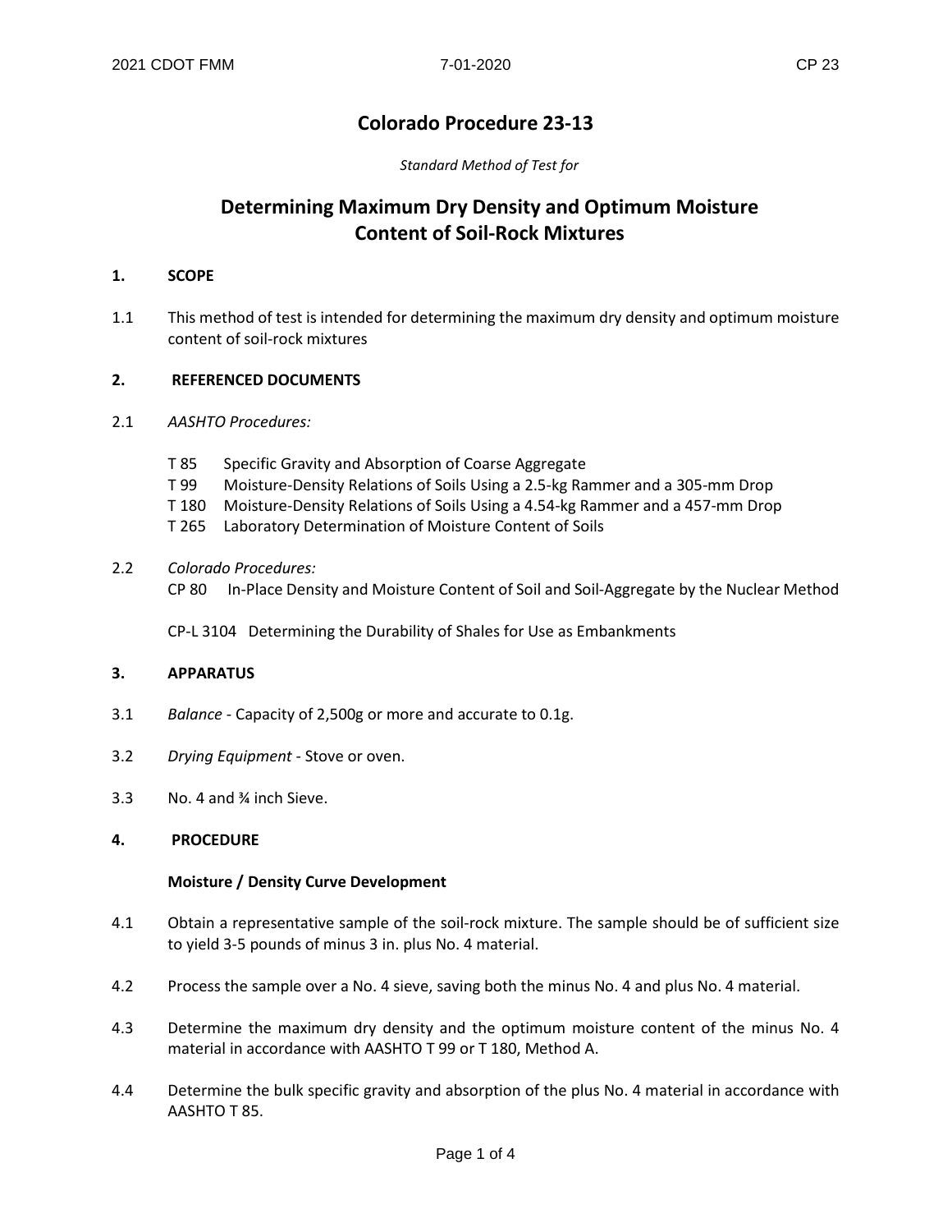# Colorado Procedure 23-13

*Standard Method of Test for*

# Determining Maximum Dry Density and Optimum Moisture Content of Soil-Rock Mixtures

## 1. SCOPE

1.1 This method of test is intended for determining the maximum dry density and optimum moisture content of soil-rock mixtures

## 2. REFERENCED DOCUMENTS

2.1 *AASHTO Procedures:*

- T 85 Specific Gravity and Absorption of Coarse Aggregate
- T 99 Moisture-Density Relations of Soils Using a 2.5-kg Rammer and a 305-mm Drop
- T 180 Moisture-Density Relations of Soils Using a 4.54-kg Rammer and a 457-mm Drop
- T 265 Laboratory Determination of Moisture Content of Soils

2.2 *Colorado Procedures:*

- CP 80 In-Place Density and Moisture Content of Soil and Soil-Aggregate by the Nuclear Method
- CP-L 3104 Determining the Durability of Shales for Use as Embankments

## 3. APPARATUS

3.1 *Balance* - Capacity of 2,500g or more and accurate to 0.1g.

3.2 *Drying Equipment* - Stove or oven.

3.3 No. 4 and ¾ inch Sieve.

## 4. PROCEDURE

### Moisture / Density Curve Development

4.1 Obtain a representative sample of the soil-rock mixture. The sample should be of sufficient size to yield 3-5 pounds of minus 3 in. plus No. 4 material.

4.2 Process the sample over a No. 4 sieve, saving both the minus No. 4 and plus No. 4 material.

4.3 Determine the maximum dry density and the optimum moisture content of the minus No. 4 material in accordance with AASHTO T 99 or T 180, Method A.

4.4 Determine the bulk specific gravity and absorption of the plus No. 4 material in accordance with AASHTO T 85.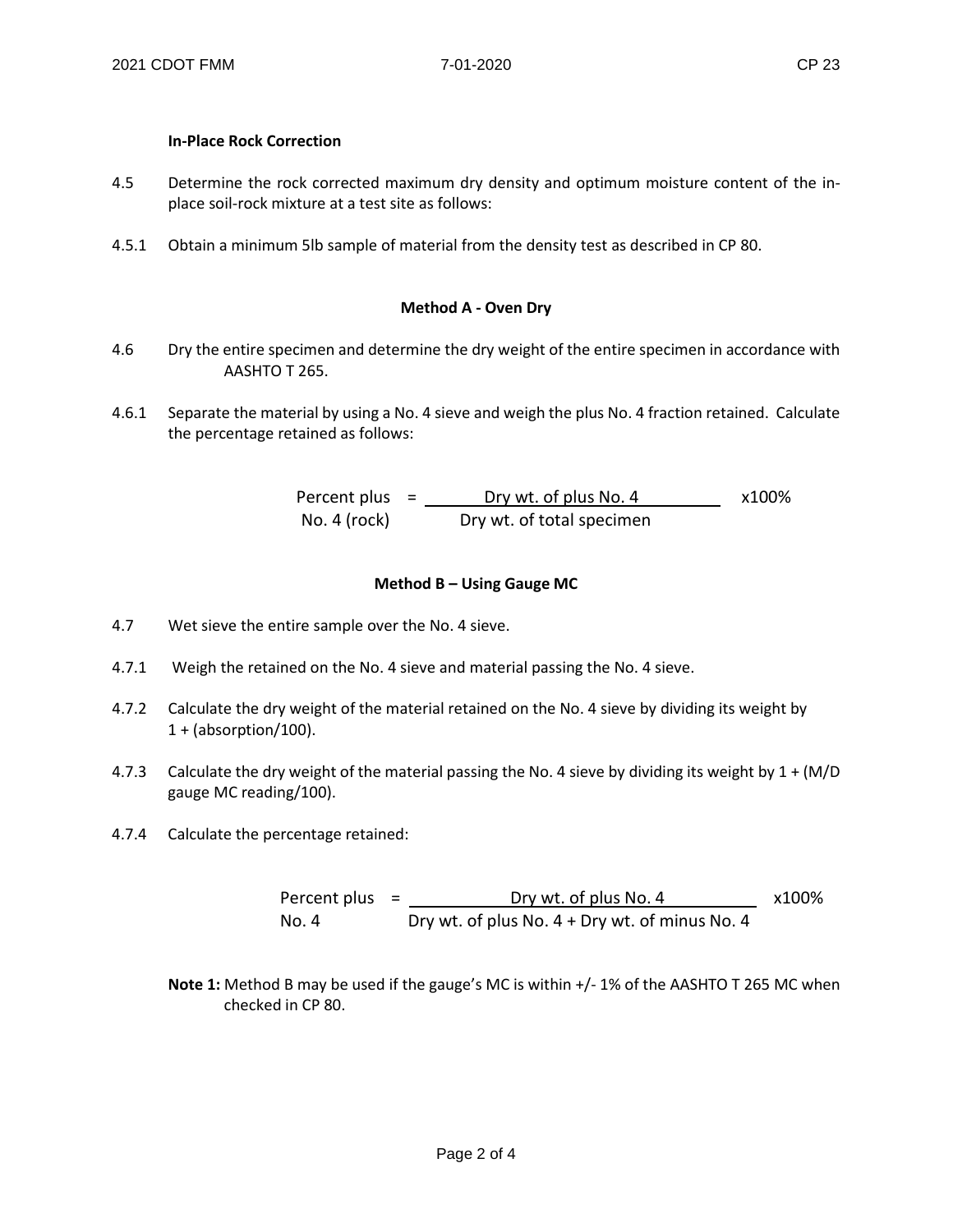**In-Place Rock Correction**

4.5 Determine the rock corrected maximum dry density and optimum moisture content of the in-place soil-rock mixture at a test site as follows:

4.5.1 Obtain a minimum 5lb sample of material from the density test as described in CP 80.

**Method A - Oven Dry**

4.6 Dry the entire specimen and determine the dry weight of the entire specimen in accordance with AASHTO T 265.

4.6.1 Separate the material by using a No. 4 sieve and weigh the plus No. 4 fraction retained. Calculate the percentage retained as follows:

$$\text{Percent plus No. 4 (rock)} = \frac{\text{Dry wt. of plus No. 4}}{\text{Dry wt. of total specimen}} \times 100\%$$

**Method B – Using Gauge MC**

4.7 Wet sieve the entire sample over the No. 4 sieve.

4.7.1 Weigh the retained on the No. 4 sieve and material passing the No. 4 sieve.

4.7.2 Calculate the dry weight of the material retained on the No. 4 sieve by dividing its weight by 1 + (absorption/100).

4.7.3 Calculate the dry weight of the material passing the No. 4 sieve by dividing its weight by 1 + (M/D gauge MC reading/100).

4.7.4 Calculate the percentage retained:

$$\text{Percent plus No. 4} = \frac{\text{Dry wt. of plus No. 4}}{\text{Dry wt. of plus No. 4} + \text{Dry wt. of minus No. 4}} \times 100\%$$

**Note 1:** Method B may be used if the gauge's MC is within +/- 1% of the AASHTO T 265 MC when checked in CP 80.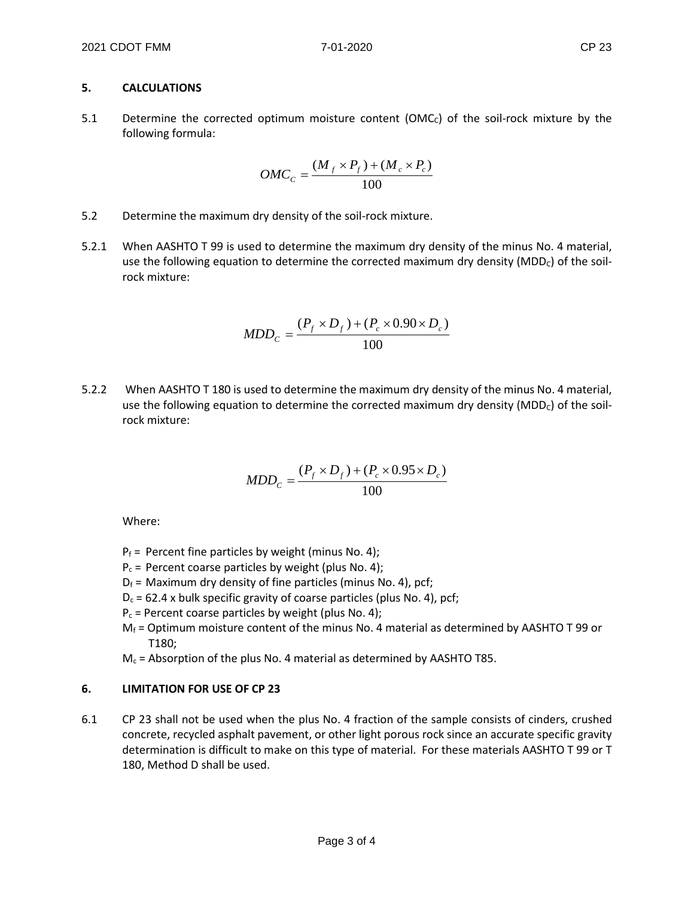## 5. CALCULATIONS

5.1 Determine the corrected optimum moisture content ($OMC_C$) of the soil-rock mixture by the following formula:

$$OMC_C = \frac{(M_f \times P_f) + (M_c \times P_c)}{100}$$

5.2 Determine the maximum dry density of the soil-rock mixture.

5.2.1 When AASHTO T 99 is used to determine the maximum dry density of the minus No. 4 material, use the following equation to determine the corrected maximum dry density ($MDD_C$) of the soil-rock mixture:

$$MDD_C = \frac{(P_f \times D_f) + (P_c \times 0.90 \times D_c)}{100}$$

5.2.2 When AASHTO T 180 is used to determine the maximum dry density of the minus No. 4 material, use the following equation to determine the corrected maximum dry density ($MDD_C$) of the soil-rock mixture:

$$MDD_C = \frac{(P_f \times D_f) + (P_c \times 0.95 \times D_c)}{100}$$

Where:

$P_f$ = Percent fine particles by weight (minus No. 4);
$P_c$ = Percent coarse particles by weight (plus No. 4);
$D_f$ = Maximum dry density of fine particles (minus No. 4), pcf;
$D_c$ = 62.4 x bulk specific gravity of coarse particles (plus No. 4), pcf;
$P_c$ = Percent coarse particles by weight (plus No. 4);
$M_f$ = Optimum moisture content of the minus No. 4 material as determined by AASHTO T 99 or T180;
$M_c$ = Absorption of the plus No. 4 material as determined by AASHTO T85.

## 6. LIMITATION FOR USE OF CP 23

6.1 CP 23 shall not be used when the plus No. 4 fraction of the sample consists of cinders, crushed concrete, recycled asphalt pavement, or other light porous rock since an accurate specific gravity determination is difficult to make on this type of material. For these materials AASHTO T 99 or T 180, Method D shall be used.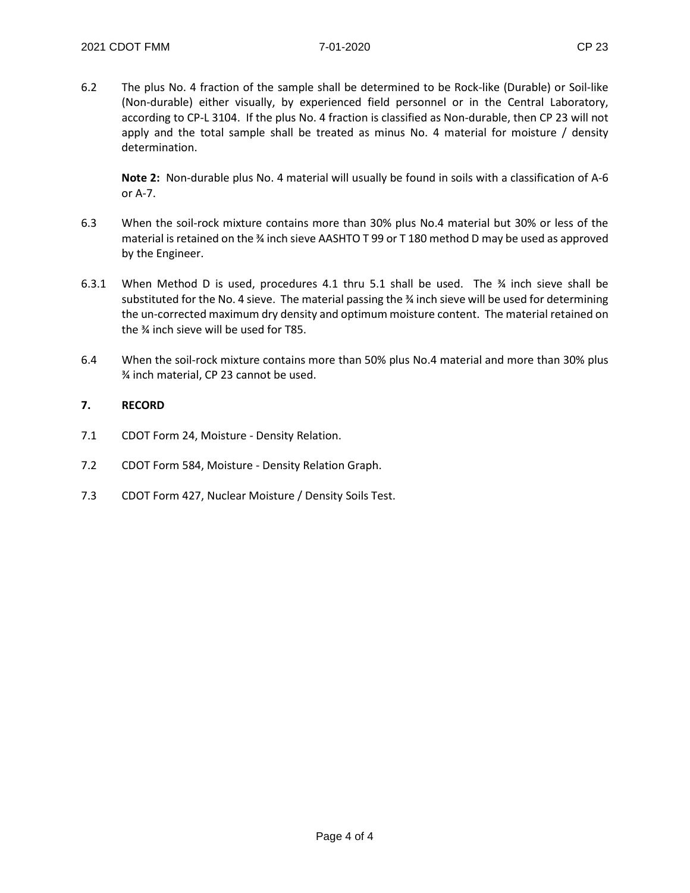6.2 The plus No. 4 fraction of the sample shall be determined to be Rock-like (Durable) or Soil-like (Non-durable) either visually, by experienced field personnel or in the Central Laboratory, according to CP-L 3104. If the plus No. 4 fraction is classified as Non-durable, then CP 23 will not apply and the total sample shall be treated as minus No. 4 material for moisture / density determination.

**Note 2:** Non-durable plus No. 4 material will usually be found in soils with a classification of A-6 or A-7.

6.3 When the soil-rock mixture contains more than 30% plus No.4 material but 30% or less of the material is retained on the ¾ inch sieve AASHTO T 99 or T 180 method D may be used as approved by the Engineer.

6.3.1 When Method D is used, procedures 4.1 thru 5.1 shall be used. The ¾ inch sieve shall be substituted for the No. 4 sieve. The material passing the ¾ inch sieve will be used for determining the un-corrected maximum dry density and optimum moisture content. The material retained on the ¾ inch sieve will be used for T85.

6.4 When the soil-rock mixture contains more than 50% plus No.4 material and more than 30% plus ¾ inch material, CP 23 cannot be used.

## 7. RECORD

7.1 CDOT Form 24, Moisture - Density Relation.

7.2 CDOT Form 584, Moisture - Density Relation Graph.

7.3 CDOT Form 427, Nuclear Moisture / Density Soils Test.